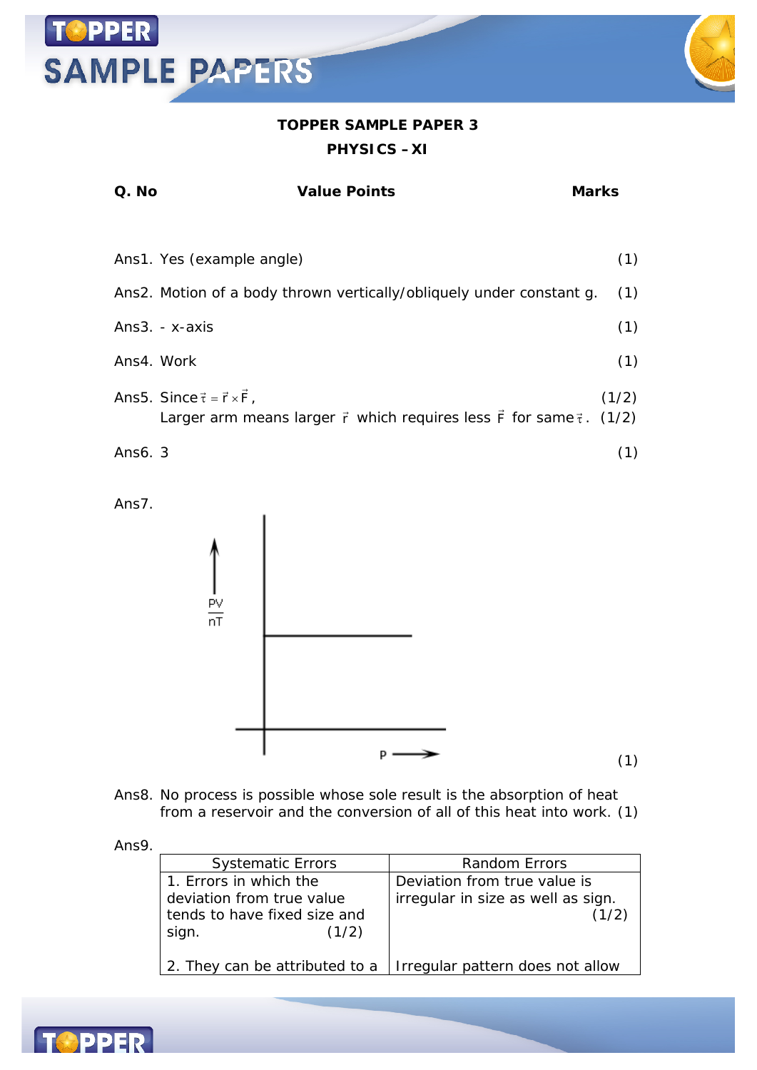**TOPPER SAMPLE PAPER 3**

**PHYSICS – XI**

| **Q. No** | **Value Points** | **Marks** |
|---|---|---|

Ans1. Yes (example angle) (1)

Ans2. Motion of a body thrown vertically/obliquely under constant g. (1)

Ans3. - x-axis (1)

Ans4. Work (1)

Ans5. Since $\vec{\tau} = \vec{r} \times \vec{F}$, (1/2)
Larger arm means larger $\vec{r}$ which requires less $\vec{F}$ for same $\vec{\tau}$. (1/2)

Ans6. 3 (1)

Ans7.

$\frac{PV}{nT}$ ↑

P →

(1)

Ans8. No process is possible whose sole result is the absorption of heat from a reservoir and the conversion of all of this heat into work. (1)

Ans9.

| Systematic Errors | Random Errors |
|---|---|
| 1. Errors in which the deviation from true value tends to have fixed size and sign. (1/2) | Deviation from true value is irregular in size as well as sign. (1/2) |
| 2. They can be attributed to a | Irregular pattern does not allow |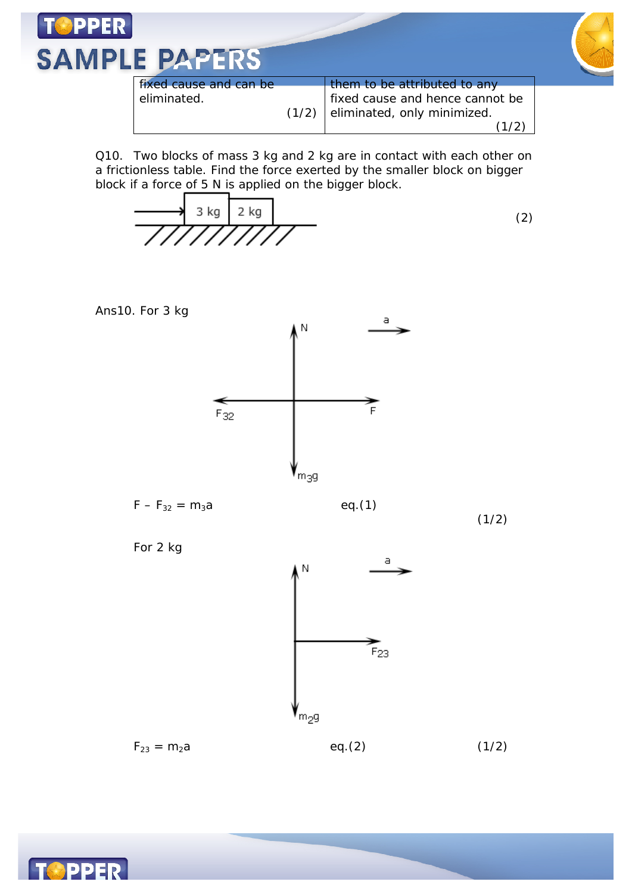| fixed cause and can be eliminated. (1/2) | them to be attributed to any fixed cause and hence cannot be eliminated, only minimized. (1/2) |
| --- | --- |

Q10. Two blocks of mass 3 kg and 2 kg are in contact with each other on a frictionless table. Find the force exerted by the smaller block on bigger block if a force of 5 N is applied on the bigger block. (2)

Ans10. For 3 kg

$F - F_{32} = m_3 a$ eq.(1) (1/2)

For 2 kg

$F_{23} = m_2 a$ eq.(2) (1/2)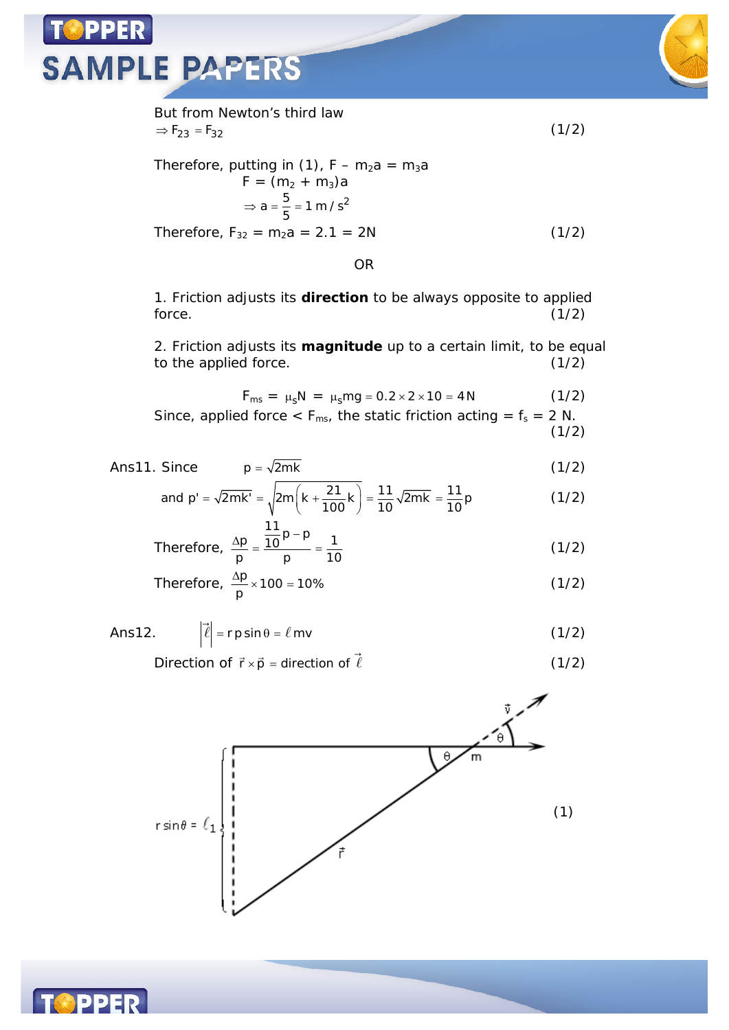But from Newton's third law

$\Rightarrow F_{23} = F_{32}$ (1/2)

Therefore, putting in (1), $F - m_2a = m_3a$

$$F = (m_2 + m_3)a$$

$$\Rightarrow a = \frac{5}{5} = 1\, m/s^2$$

Therefore, $F_{32} = m_2a = 2.1 = 2N$ (1/2)

OR

1. Friction adjusts its **direction** to be always opposite to applied force. (1/2)

2. Friction adjusts its **magnitude** up to a certain limit, to be equal to the applied force. (1/2)

$$F_{ms} = \mu_s N = \mu_s mg = 0.2 \times 2 \times 10 = 4N \quad (1/2)$$

Since, applied force < $F_{ms}$, the static friction acting = $f_s$ = 2 N. (1/2)

Ans11. Since $p = \sqrt{2mk}$ (1/2)

and $p' = \sqrt{2mk'} = \sqrt{2m\left(k + \frac{21}{100}k\right)} = \frac{11}{10}\sqrt{2mk} = \frac{11}{10}p$ (1/2)

Therefore, $\frac{\Delta p}{p} = \frac{\frac{11}{10}p - p}{p} = \frac{1}{10}$ (1/2)

Therefore, $\frac{\Delta p}{p} \times 100 = 10\%$ (1/2)

Ans12. $\left|\vec{\ell}\right| = r\,p\sin\theta = \ell\, mv$ (1/2)

Direction of $\vec{r} \times \vec{p}$ = direction of $\vec{\ell}$ (1/2)

(1)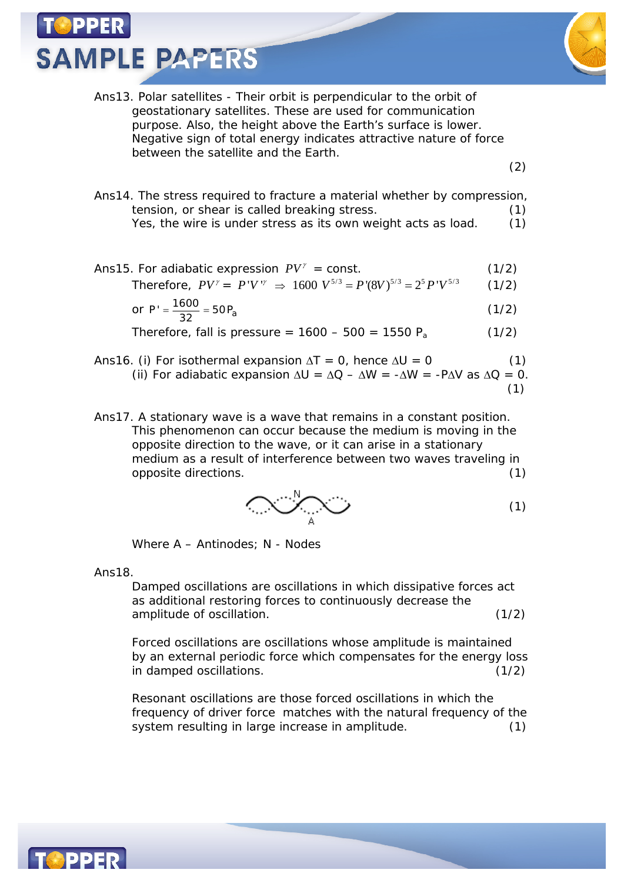Ans13. Polar satellites - Their orbit is perpendicular to the orbit of geostationary satellites. These are used for communication purpose. Also, the height above the Earth's surface is lower. Negative sign of total energy indicates attractive nature of force between the satellite and the Earth.

(2)

Ans14. The stress required to fracture a material whether by compression, tension, or shear is called breaking stress. (1)
Yes, the wire is under stress as its own weight acts as load. (1)

Ans15. For adiabatic expression $PV^{\gamma}$ = const. (1/2)
Therefore, $PV^{\gamma} = P'V'^{\gamma} \Rightarrow 1600\ V^{5/3} = P'(8V)^{5/3} = 2^5 P'V^{5/3}$ (1/2)

or $P' = \frac{1600}{32} = 50 P_a$ (1/2)

Therefore, fall is pressure = 1600 – 500 = 1550 $P_a$ (1/2)

Ans16. (i) For isothermal expansion $\Delta T = 0$, hence $\Delta U = 0$ (1)
(ii) For adiabatic expansion $\Delta U = \Delta Q - \Delta W = -\Delta W = -P\Delta V$ as $\Delta Q = 0$. (1)

Ans17. A stationary wave is a wave that remains in a constant position. This phenomenon can occur because the medium is moving in the opposite direction to the wave, or it can arise in a stationary medium as a result of interference between two waves traveling in opposite directions. (1)

(1)

Where A – Antinodes; N - Nodes

Ans18.

Damped oscillations are oscillations in which dissipative forces act as additional restoring forces to continuously decrease the amplitude of oscillation. (1/2)

Forced oscillations are oscillations whose amplitude is maintained by an external periodic force which compensates for the energy loss in damped oscillations. (1/2)

Resonant oscillations are those forced oscillations in which the frequency of driver force matches with the natural frequency of the system resulting in large increase in amplitude. (1)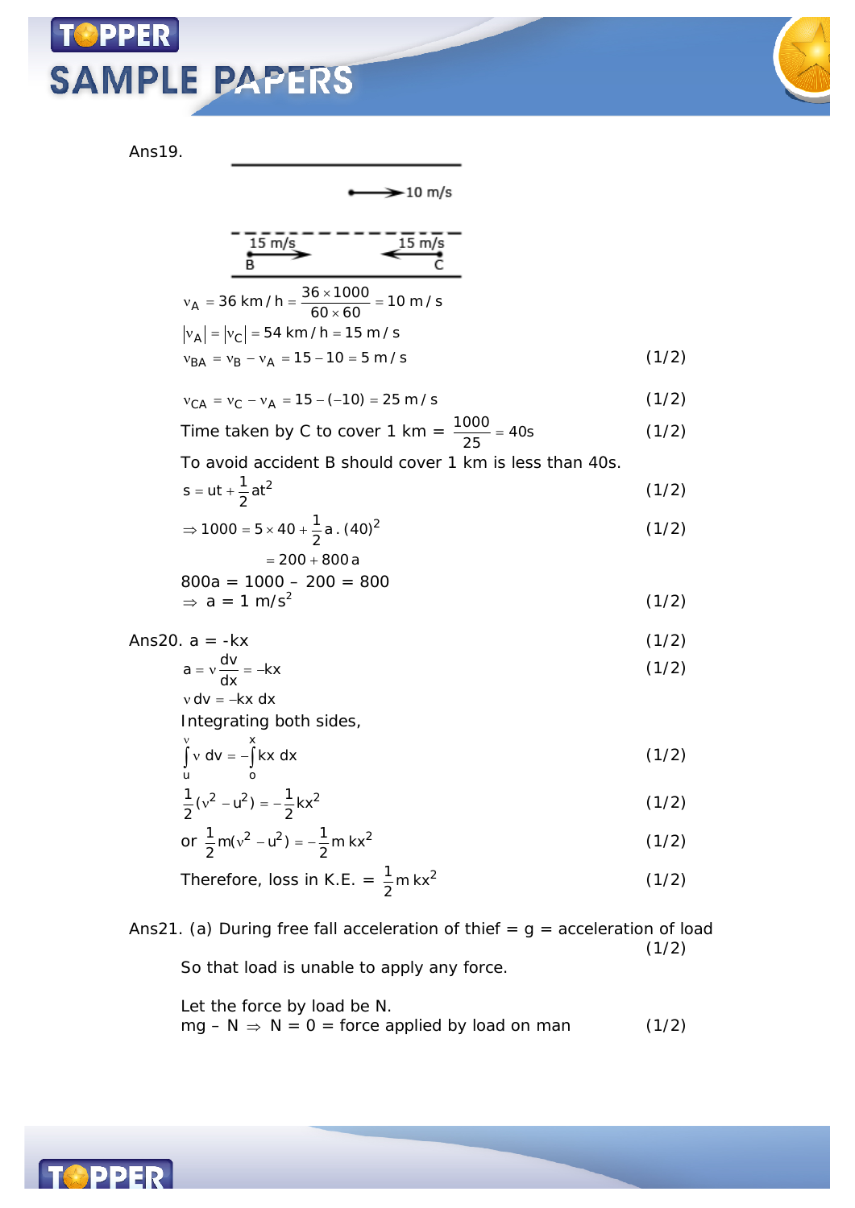Ans19.

$$v_A = 36\ \text{km/h} = \frac{36 \times 1000}{60 \times 60} = 10\ \text{m/s}$$

$$|v_A| = |v_C| = 54\ \text{km/h} = 15\ \text{m/s}$$

$$v_{BA} = v_B - v_A = 15 - 10 = 5\ \text{m/s} \qquad (1/2)$$

$$v_{CA} = v_C - v_A = 15 - (-10) = 25\ \text{m/s} \qquad (1/2)$$

Time taken by C to cover 1 km $= \frac{1000}{25} = 40\text{s}$ (1/2)

To avoid accident B should cover 1 km is less than 40s.

$$s = ut + \frac{1}{2}at^2 \qquad (1/2)$$

$$\Rightarrow 1000 = 5 \times 40 + \frac{1}{2}a.(40)^2 \qquad (1/2)$$

$$= 200 + 800a$$

800a = 1000 – 200 = 800

$\Rightarrow$ a = 1 m/s$^2$ (1/2)

Ans20. a = -kx (1/2)

$$a = v\frac{dv}{dx} = -kx \qquad (1/2)$$

$$v\,dv = -kx\,dx$$

Integrating both sides,

$$\int_u^v v\,dv = -\int_o^x kx\,dx \qquad (1/2)$$

$$\frac{1}{2}(v^2 - u^2) = -\frac{1}{2}kx^2 \qquad (1/2)$$

or $\frac{1}{2}m(v^2 - u^2) = -\frac{1}{2}m\,kx^2$ (1/2)

Therefore, loss in K.E. $= \frac{1}{2}m\,kx^2$ (1/2)

Ans21. (a) During free fall acceleration of thief = g = acceleration of load (1/2)

So that load is unable to apply any force.

Let the force by load be N.

mg – N $\Rightarrow$ N = 0 = force applied by load on man (1/2)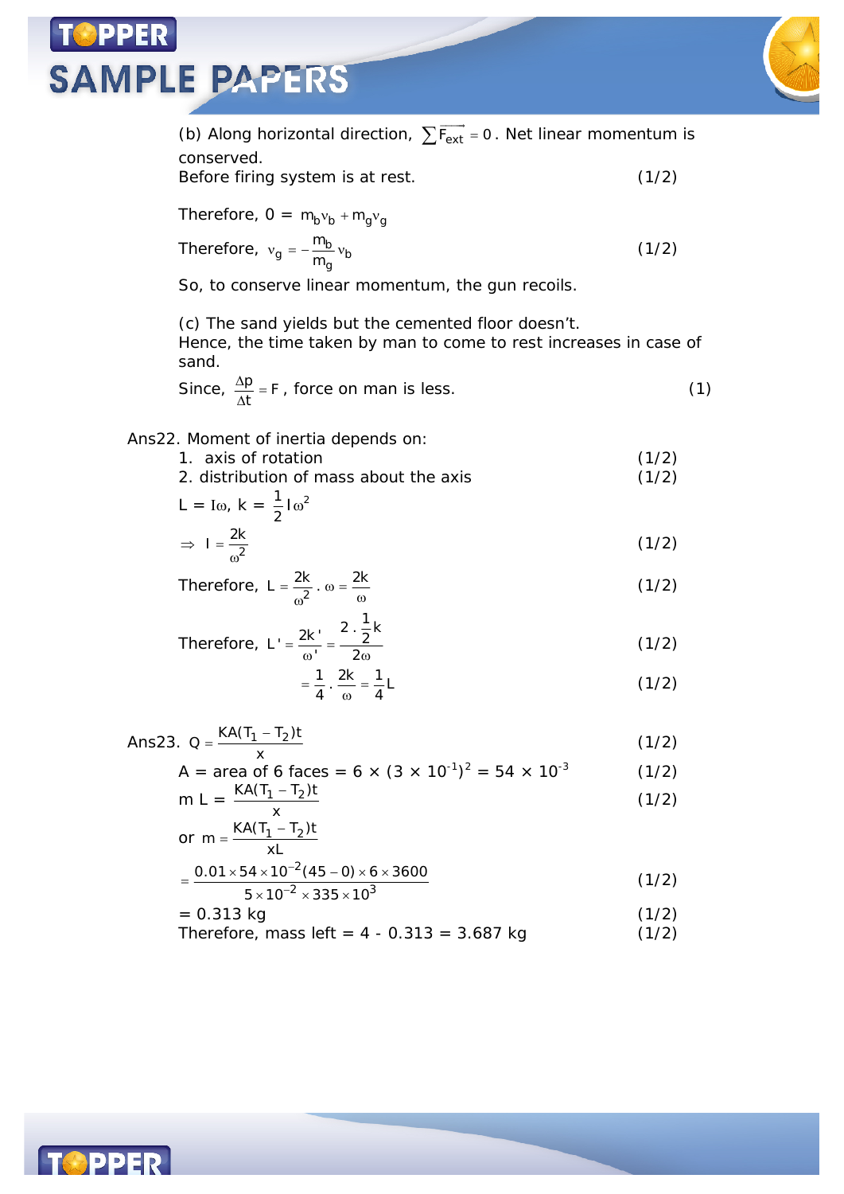(b) Along horizontal direction, $\sum \overrightarrow{F_{ext}} = 0$. Net linear momentum is conserved.

Before firing system is at rest. (1/2)

Therefore, $0 = m_b v_b + m_g v_g$

Therefore, $v_g = -\dfrac{m_b}{m_g} v_b$ (1/2)

So, to conserve linear momentum, the gun recoils.

(c) The sand yields but the cemented floor doesn't.
Hence, the time taken by man to come to rest increases in case of sand.

Since, $\dfrac{\Delta p}{\Delta t} = F$, force on man is less. (1)

Ans22. Moment of inertia depends on:

1. axis of rotation (1/2)
2. distribution of mass about the axis (1/2)

$L = I\omega$, $k = \dfrac{1}{2} I \omega^2$

$\Rightarrow \; I = \dfrac{2k}{\omega^2}$ (1/2)

Therefore, $L = \dfrac{2k}{\omega^2} . \omega = \dfrac{2k}{\omega}$ (1/2)

Therefore, $L' = \dfrac{2k'}{\omega'} = \dfrac{2 . \frac{1}{2} k}{2\omega}$ (1/2)

$= \dfrac{1}{4} . \dfrac{2k}{\omega} = \dfrac{1}{4} L$ (1/2)

Ans23. $Q = \dfrac{KA(T_1 - T_2)t}{x}$ (1/2)

A = area of 6 faces = $6 \times (3 \times 10^{-1})^2 = 54 \times 10^{-3}$ (1/2)

$m L = \dfrac{KA(T_1 - T_2)t}{x}$ (1/2)

or $m = \dfrac{KA(T_1 - T_2)t}{xL}$

$= \dfrac{0.01 \times 54 \times 10^{-2} (45 - 0) \times 6 \times 3600}{5 \times 10^{-2} \times 335 \times 10^3}$ (1/2)

= 0.313 kg (1/2)

Therefore, mass left = 4 - 0.313 = 3.687 kg (1/2)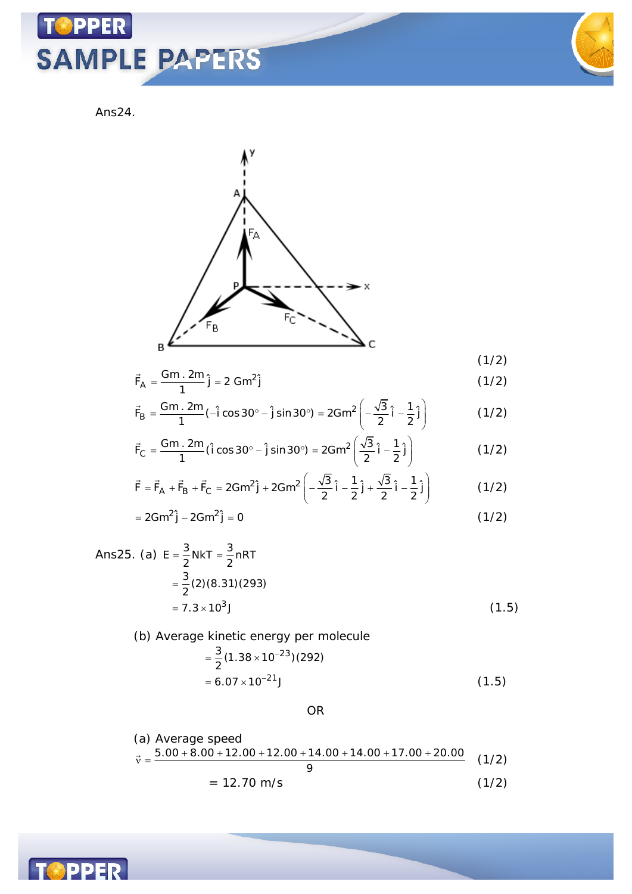Ans24.

(1/2)

$$\vec{F}_A = \frac{Gm \cdot 2m}{1}\hat{j} = 2\,Gm^2\hat{j} \quad (1/2)$$

$$\vec{F}_B = \frac{Gm \cdot 2m}{1}(-\hat{i}\cos 30^\circ - \hat{j}\sin 30^\circ) = 2Gm^2\left(-\frac{\sqrt{3}}{2}\hat{i} - \frac{1}{2}\hat{j}\right) \quad (1/2)$$

$$\vec{F}_C = \frac{Gm \cdot 2m}{1}(\hat{i}\cos 30^\circ - \hat{j}\sin 30^\circ) = 2Gm^2\left(\frac{\sqrt{3}}{2}\hat{i} - \frac{1}{2}\hat{j}\right) \quad (1/2)$$

$$\vec{F} = \vec{F}_A + \vec{F}_B + \vec{F}_C = 2Gm^2\hat{j} + 2Gm^2\left(-\frac{\sqrt{3}}{2}\hat{i} - \frac{1}{2}\hat{j} + \frac{\sqrt{3}}{2}\hat{i} - \frac{1}{2}\hat{j}\right) \quad (1/2)$$

$$= 2Gm^2\hat{j} - 2Gm^2\hat{j} = 0 \quad (1/2)$$

Ans25. (a) $E = \frac{3}{2}NkT = \frac{3}{2}nRT$

$= \frac{3}{2}(2)(8.31)(293)$

$= 7.3 \times 10^3 J$ (1.5)

(b) Average kinetic energy per molecule

$= \frac{3}{2}(1.38 \times 10^{-23})(292)$

$= 6.07 \times 10^{-21} J$ (1.5)

OR

(a) Average speed

$$\bar{v} = \frac{5.00 + 8.00 + 12.00 + 12.00 + 14.00 + 14.00 + 17.00 + 20.00}{9} \quad (1/2)$$

$= 12.70$ m/s (1/2)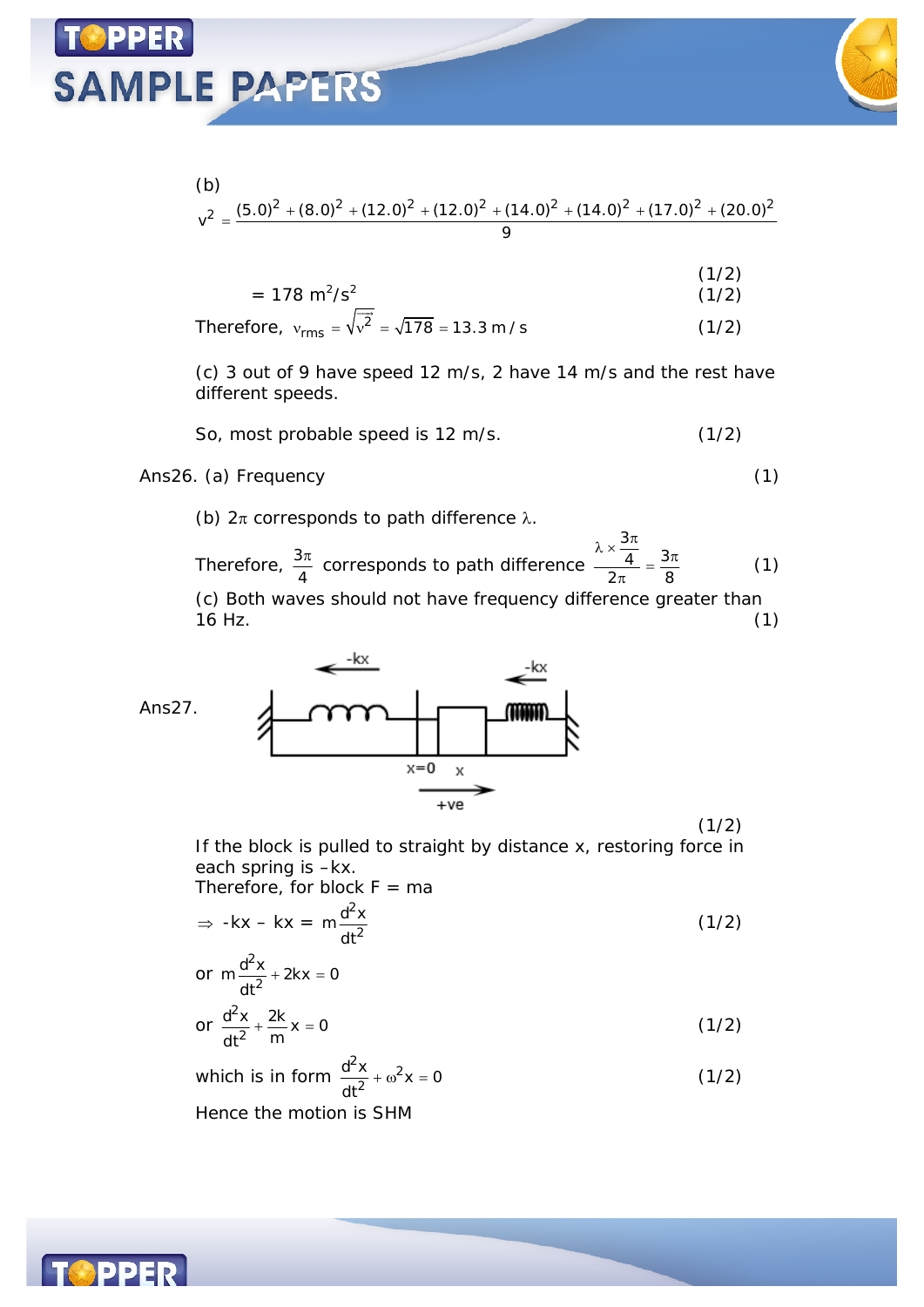(b)

$$v^2 = \frac{(5.0)^2 + (8.0)^2 + (12.0)^2 + (12.0)^2 + (14.0)^2 + (14.0)^2 + (17.0)^2 + (20.0)^2}{9}$$

(1/2)

$= 178\ m^2/s^2$ (1/2)

Therefore, $v_{rms} = \sqrt{\overline{v^2}} = \sqrt{178} = 13.3\ m/s$ (1/2)

(c) 3 out of 9 have speed 12 m/s, 2 have 14 m/s and the rest have different speeds.

So, most probable speed is 12 m/s. (1/2)

Ans26. (a) Frequency (1)

(b) $2\pi$ corresponds to path difference $\lambda$.

Therefore, $\frac{3\pi}{4}$ corresponds to path difference $\frac{\lambda \times \frac{3\pi}{4}}{2\pi} = \frac{3\pi}{8}$ (1)

(c) Both waves should not have frequency difference greater than 16 Hz. (1)

Ans27.

-kx, -kx, x=0, x, +ve

(1/2)

If the block is pulled to straight by distance x, restoring force in each spring is –kx.

Therefore, for block F = ma

$\Rightarrow -kx - kx = m\frac{d^2x}{dt^2}$ (1/2)

or $m\frac{d^2x}{dt^2} + 2kx = 0$

or $\frac{d^2x}{dt^2} + \frac{2k}{m}x = 0$ (1/2)

which is in form $\frac{d^2x}{dt^2} + \omega^2 x = 0$ (1/2)

Hence the motion is SHM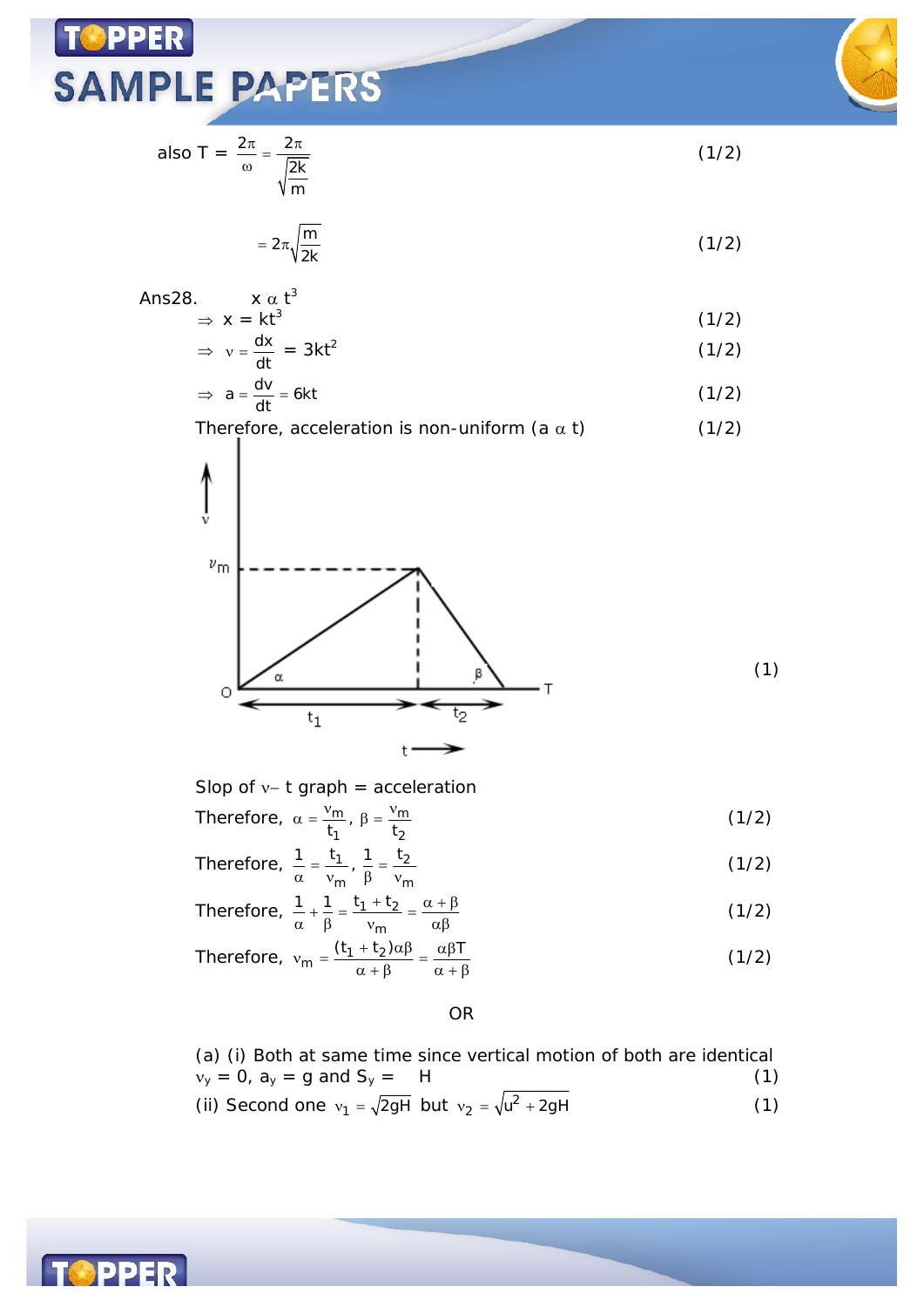also $T = \frac{2\pi}{\omega} = \frac{2\pi}{\sqrt{\frac{2k}{m}}}$ (1/2)

$= 2\pi\sqrt{\frac{m}{2k}}$ (1/2)

Ans28. $x \alpha t^3$

$\Rightarrow x = kt^3$ (1/2)

$\Rightarrow v = \frac{dx}{dt} = 3kt^2$ (1/2)

$\Rightarrow a = \frac{dv}{dt} = 6kt$ (1/2)

Therefore, acceleration is non-uniform ($a \alpha t$) (1/2)

(1)

Slop of $v -$ t graph = acceleration

Therefore, $\alpha = \frac{v_m}{t_1}$, $\beta = \frac{v_m}{t_2}$ (1/2)

Therefore, $\frac{1}{\alpha} = \frac{t_1}{v_m}$, $\frac{1}{\beta} = \frac{t_2}{v_m}$ (1/2)

Therefore, $\frac{1}{\alpha} + \frac{1}{\beta} = \frac{t_1 + t_2}{v_m} = \frac{\alpha + \beta}{\alpha\beta}$ (1/2)

Therefore, $v_m = \frac{(t_1 + t_2)\alpha\beta}{\alpha + \beta} = \frac{\alpha\beta T}{\alpha + \beta}$ (1/2)

OR

(a) (i) Both at same time since vertical motion of both are identical
$v_y = 0$, $a_y = g$ and $S_y =$ H (1)

(ii) Second one $v_1 = \sqrt{2gH}$ but $v_2 = \sqrt{u^2 + 2gH}$ (1)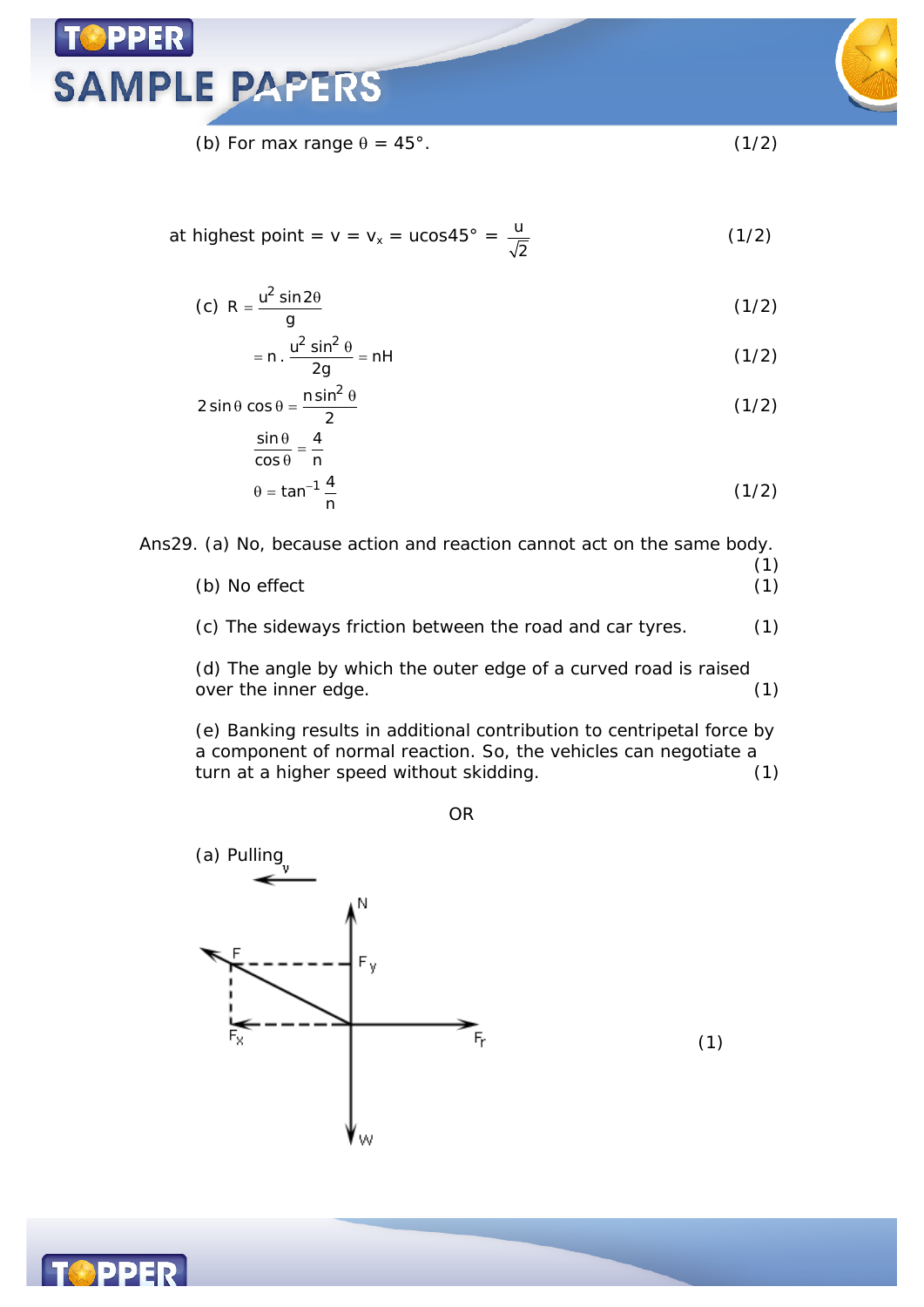(b) For max range $\theta = 45°$. (1/2)

at highest point $= v = v_x = u\cos 45° = \frac{u}{\sqrt{2}}$ (1/2)

(c) $R = \frac{u^2 \sin 2\theta}{g}$ (1/2)

$= n \cdot \frac{u^2 \sin^2 \theta}{2g} = nH$ (1/2)

$2\sin\theta \cos\theta = \frac{n\sin^2\theta}{2}$ (1/2)

$\frac{\sin\theta}{\cos\theta} = \frac{4}{n}$

$\theta = \tan^{-1}\frac{4}{n}$ (1/2)

Ans29. (a) No, because action and reaction cannot act on the same body. (1)

(b) No effect (1)

(c) The sideways friction between the road and car tyres. (1)

(d) The angle by which the outer edge of a curved road is raised over the inner edge. (1)

(e) Banking results in additional contribution to centripetal force by a component of normal reaction. So, the vehicles can negotiate a turn at a higher speed without skidding. (1)

OR

(a) Pulling

(1)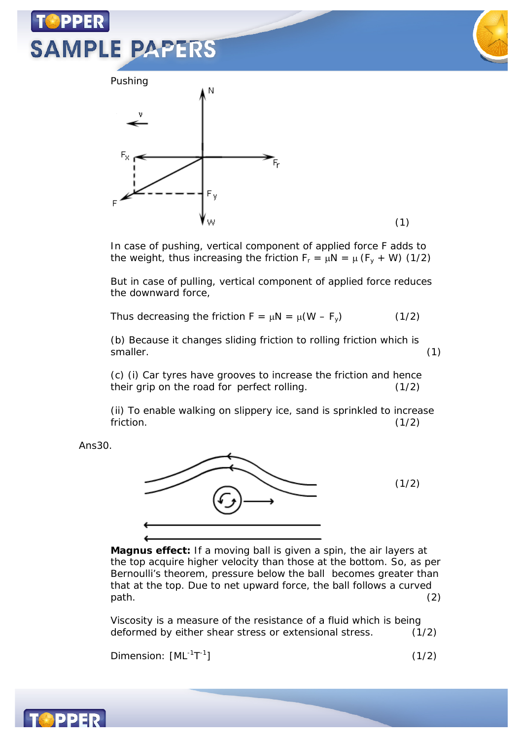Pushing

(1)

In case of pushing, vertical component of applied force F adds to the weight, thus increasing the friction $F_r = \mu N = \mu (F_y + W)$ (1/2)

But in case of pulling, vertical component of applied force reduces the downward force,

Thus decreasing the friction $F = \mu N = \mu(W - F_y)$ (1/2)

(b) Because it changes sliding friction to rolling friction which is smaller. (1)

(c) (i) Car tyres have grooves to increase the friction and hence their grip on the road for perfect rolling. (1/2)

(ii) To enable walking on slippery ice, sand is sprinkled to increase friction. (1/2)

Ans30.

(1/2)

**Magnus effect:** If a moving ball is given a spin, the air layers at the top acquire higher velocity than those at the bottom. So, as per Bernoulli's theorem, pressure below the ball becomes greater than that at the top. Due to net upward force, the ball follows a curved path. (2)

Viscosity is a measure of the resistance of a fluid which is being deformed by either shear stress or extensional stress. (1/2)

Dimension: $[ML^{-1}T^{-1}]$ (1/2)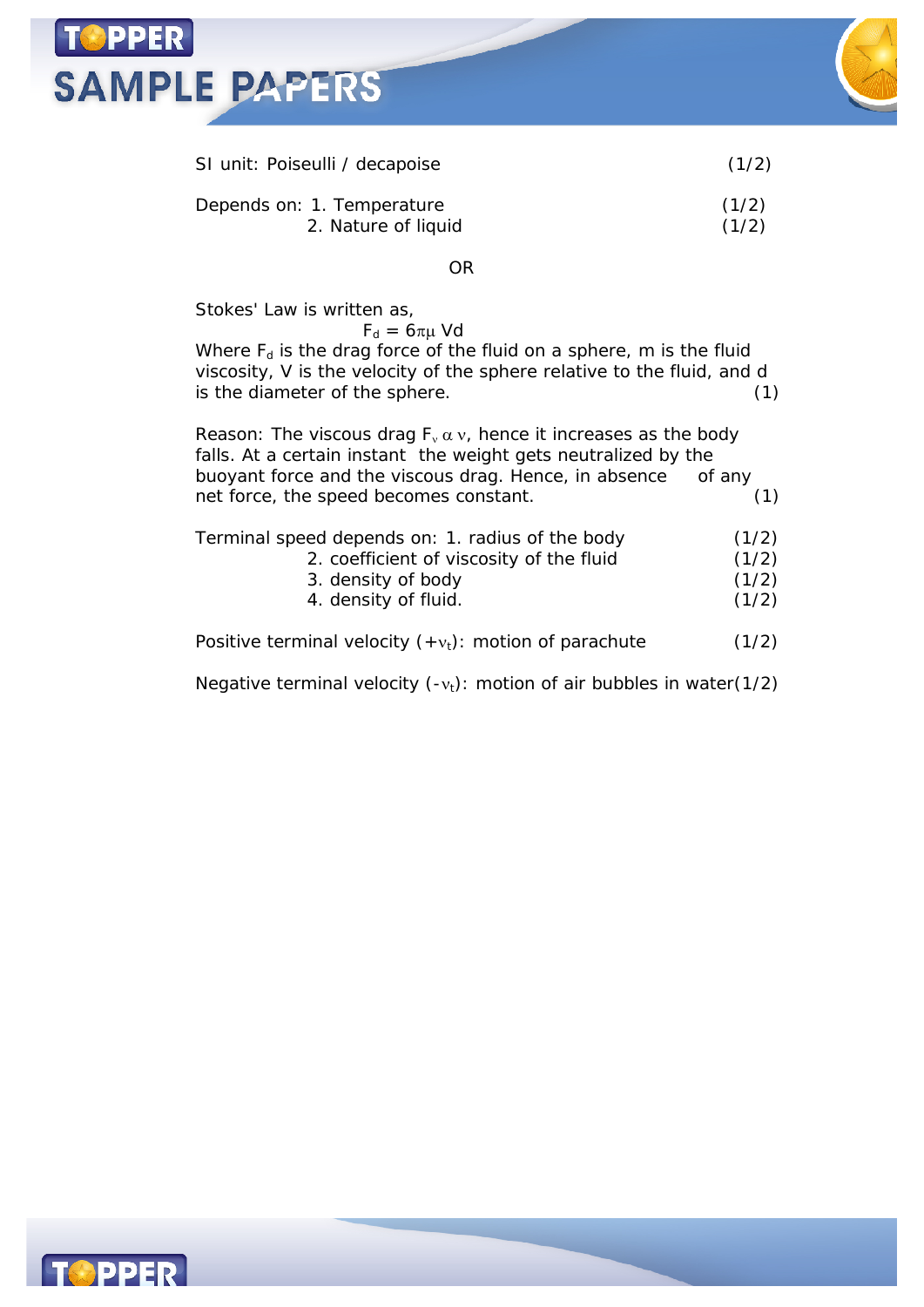SI unit: Poiseulli / decapoise (1/2)

Depends on: 1. Temperature (1/2)
2. Nature of liquid (1/2)

OR

Stokes' Law is written as,

$$F_d = 6\pi\mu Vd$$

Where $F_d$ is the drag force of the fluid on a sphere, m is the fluid viscosity, V is the velocity of the sphere relative to the fluid, and d is the diameter of the sphere. (1)

Reason: The viscous drag $F_v \alpha v$, hence it increases as the body falls. At a certain instant the weight gets neutralized by the buoyant force and the viscous drag. Hence, in absence of any net force, the speed becomes constant. (1)

Terminal speed depends on: 1. radius of the body (1/2)
2. coefficient of viscosity of the fluid (1/2)
3. density of body (1/2)
4. density of fluid. (1/2)

Positive terminal velocity ($+v_t$): motion of parachute (1/2)

Negative terminal velocity ($-v_t$): motion of air bubbles in water(1/2)